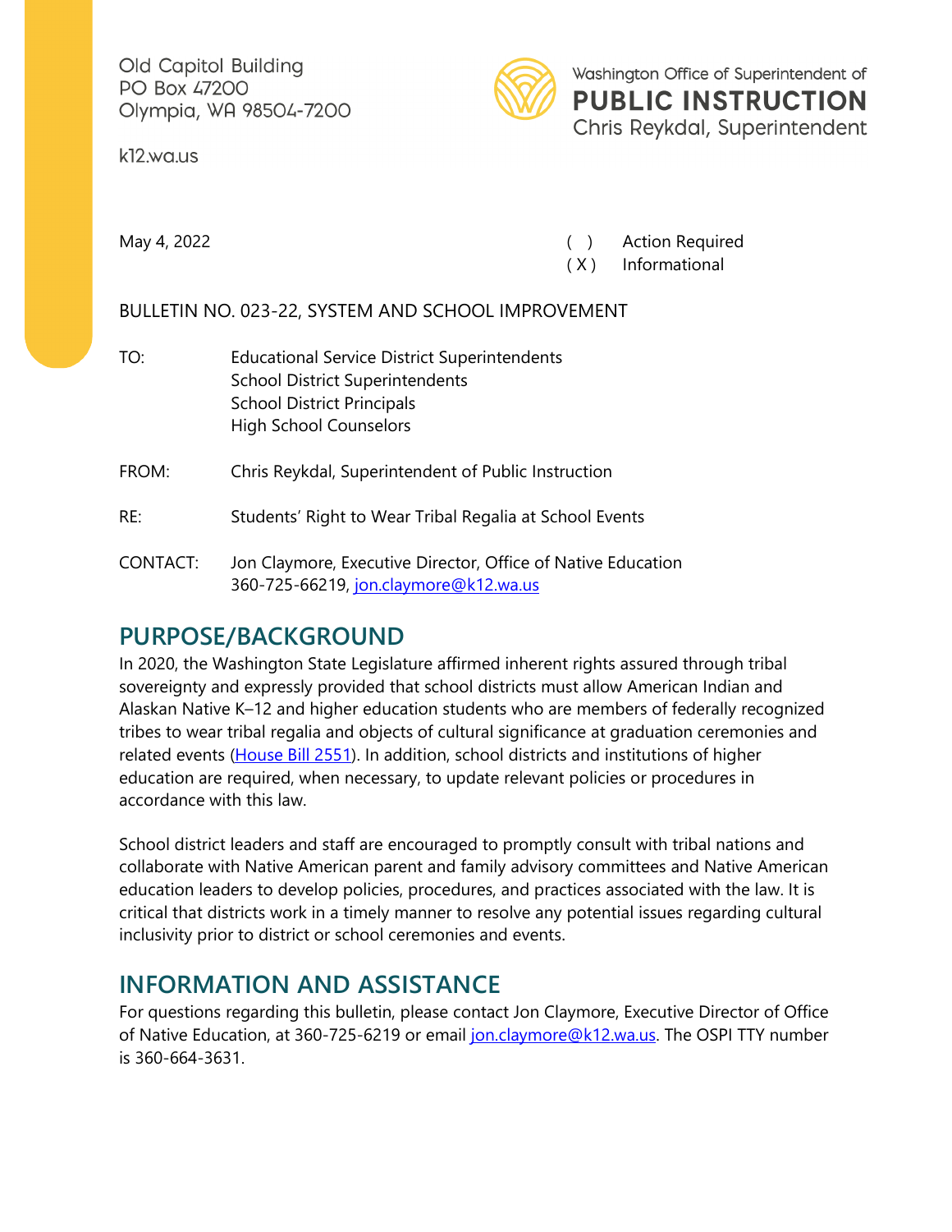Old Capitol Building
PO Box 47200
Olympia, WA 98504-7200

k12.wa.us

Washington Office of Superintendent of
**PUBLIC INSTRUCTION**
Chris Reykdal, Superintendent

May 4, 2022

( ) Action Required
( X ) Informational

BULLETIN NO. 023-22, SYSTEM AND SCHOOL IMPROVEMENT

TO: Educational Service District Superintendents
School District Superintendents
School District Principals
High School Counselors

FROM: Chris Reykdal, Superintendent of Public Instruction

RE: Students' Right to Wear Tribal Regalia at School Events

CONTACT: Jon Claymore, Executive Director, Office of Native Education
360-725-66219, jon.claymore@k12.wa.us

## PURPOSE/BACKGROUND

In 2020, the Washington State Legislature affirmed inherent rights assured through tribal sovereignty and expressly provided that school districts must allow American Indian and Alaskan Native K–12 and higher education students who are members of federally recognized tribes to wear tribal regalia and objects of cultural significance at graduation ceremonies and related events (House Bill 2551). In addition, school districts and institutions of higher education are required, when necessary, to update relevant policies or procedures in accordance with this law.

School district leaders and staff are encouraged to promptly consult with tribal nations and collaborate with Native American parent and family advisory committees and Native American education leaders to develop policies, procedures, and practices associated with the law. It is critical that districts work in a timely manner to resolve any potential issues regarding cultural inclusivity prior to district or school ceremonies and events.

## INFORMATION AND ASSISTANCE

For questions regarding this bulletin, please contact Jon Claymore, Executive Director of Office of Native Education, at 360-725-6219 or email jon.claymore@k12.wa.us. The OSPI TTY number is 360-664-3631.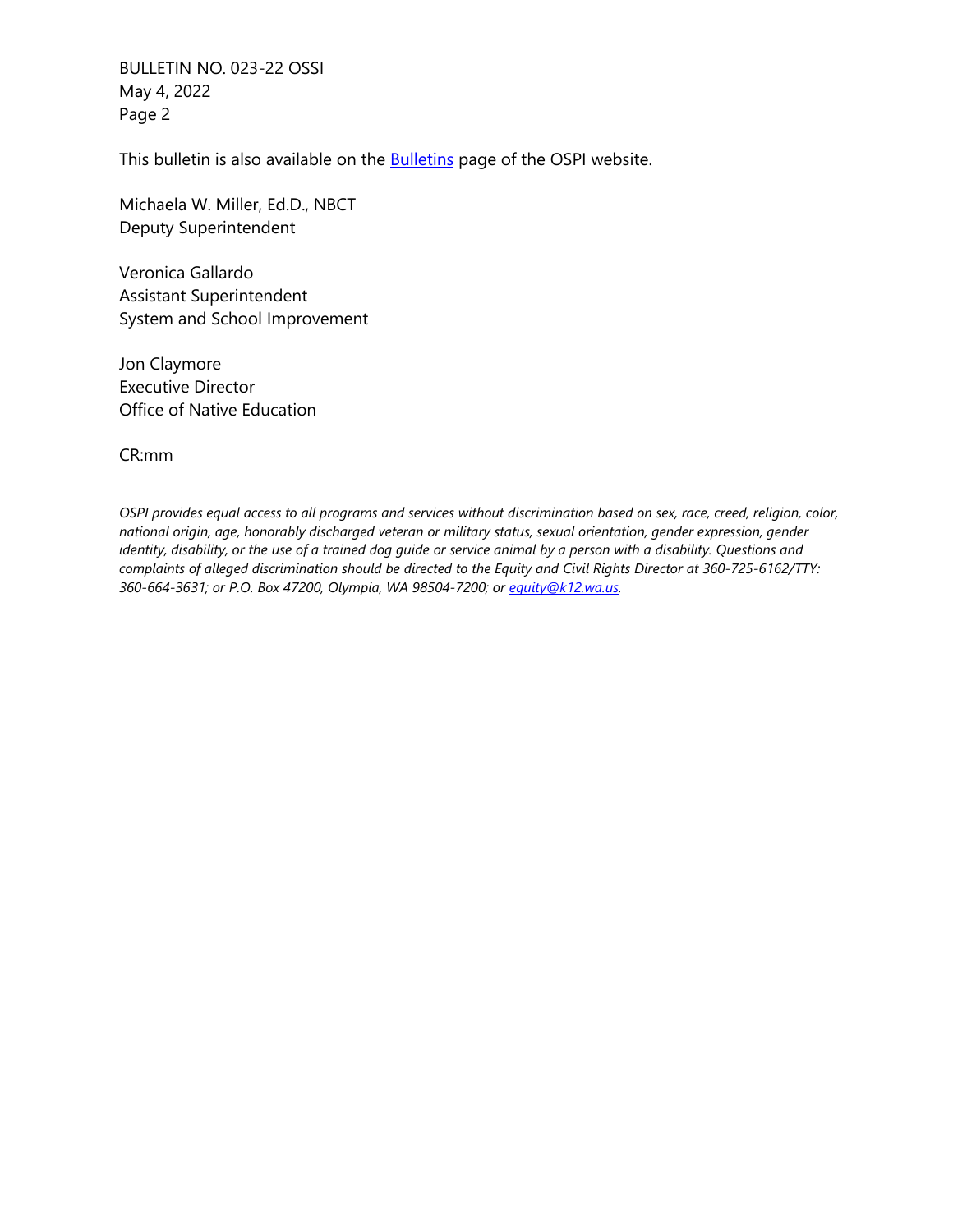This bulletin is also available on the [Bulletins](#) page of the OSPI website.

Michaela W. Miller, Ed.D., NBCT
Deputy Superintendent

Veronica Gallardo
Assistant Superintendent
System and School Improvement

Jon Claymore
Executive Director
Office of Native Education

CR:mm

*OSPI provides equal access to all programs and services without discrimination based on sex, race, creed, religion, color, national origin, age, honorably discharged veteran or military status, sexual orientation, gender expression, gender identity, disability, or the use of a trained dog guide or service animal by a person with a disability. Questions and complaints of alleged discrimination should be directed to the Equity and Civil Rights Director at 360-725-6162/TTY: 360-664-3631; or P.O. Box 47200, Olympia, WA 98504-7200; or [equity@k12.wa.us](mailto:equity@k12.wa.us).*